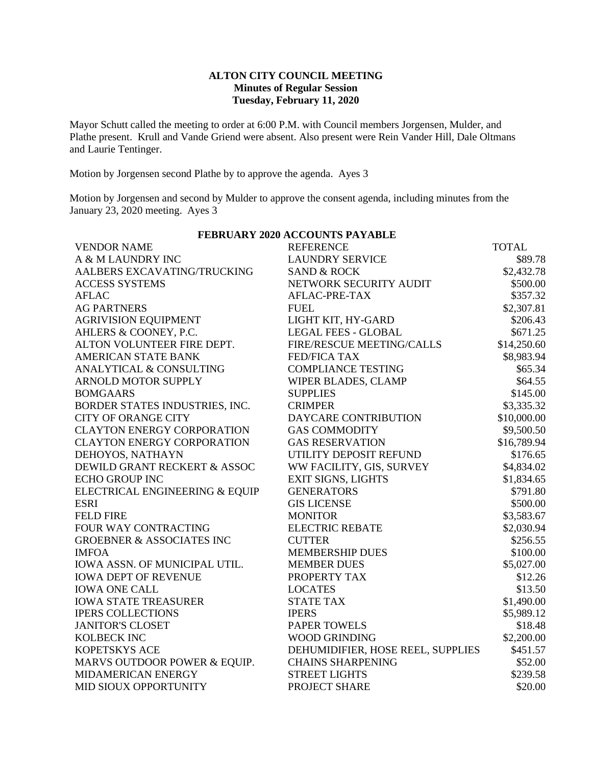**ALTON CITY COUNCIL MEETING**
**Minutes of Regular Session**
**Tuesday, February 11, 2020**

Mayor Schutt called the meeting to order at 6:00 P.M. with Council members Jorgensen, Mulder, and Plathe present. Krull and Vande Griend were absent. Also present were Rein Vander Hill, Dale Oltmans and Laurie Tentinger.

Motion by Jorgensen second Plathe by to approve the agenda. Ayes 3

Motion by Jorgensen and second by Mulder to approve the consent agenda, including minutes from the January 23, 2020 meeting. Ayes 3

**FEBRUARY 2020 ACCOUNTS PAYABLE**

| VENDOR NAME | REFERENCE | TOTAL |
|---|---|---|
| A & M LAUNDRY INC | LAUNDRY SERVICE | \$89.78 |
| AALBERS EXCAVATING/TRUCKING | SAND & ROCK | \$2,432.78 |
| ACCESS SYSTEMS | NETWORK SECURITY AUDIT | \$500.00 |
| AFLAC | AFLAC-PRE-TAX | \$357.32 |
| AG PARTNERS | FUEL | \$2,307.81 |
| AGRIVISION EQUIPMENT | LIGHT KIT, HY-GARD | \$206.43 |
| AHLERS & COONEY, P.C. | LEGAL FEES - GLOBAL | \$671.25 |
| ALTON VOLUNTEER FIRE DEPT. | FIRE/RESCUE MEETING/CALLS | \$14,250.60 |
| AMERICAN STATE BANK | FED/FICA TAX | \$8,983.94 |
| ANALYTICAL & CONSULTING | COMPLIANCE TESTING | \$65.34 |
| ARNOLD MOTOR SUPPLY | WIPER BLADES, CLAMP | \$64.55 |
| BOMGAARS | SUPPLIES | \$145.00 |
| BORDER STATES INDUSTRIES, INC. | CRIMPER | \$3,335.32 |
| CITY OF ORANGE CITY | DAYCARE CONTRIBUTION | \$10,000.00 |
| CLAYTON ENERGY CORPORATION | GAS COMMODITY | \$9,500.50 |
| CLAYTON ENERGY CORPORATION | GAS RESERVATION | \$16,789.94 |
| DEHOYOS, NATHAYN | UTILITY DEPOSIT REFUND | \$176.65 |
| DEWILD GRANT RECKERT & ASSOC | WW FACILITY, GIS, SURVEY | \$4,834.02 |
| ECHO GROUP INC | EXIT SIGNS, LIGHTS | \$1,834.65 |
| ELECTRICAL ENGINEERING & EQUIP | GENERATORS | \$791.80 |
| ESRI | GIS LICENSE | \$500.00 |
| FELD FIRE | MONITOR | \$3,583.67 |
| FOUR WAY CONTRACTING | ELECTRIC REBATE | \$2,030.94 |
| GROEBNER & ASSOCIATES INC | CUTTER | \$256.55 |
| IMFOA | MEMBERSHIP DUES | \$100.00 |
| IOWA ASSN. OF MUNICIPAL UTIL. | MEMBER DUES | \$5,027.00 |
| IOWA DEPT OF REVENUE | PROPERTY TAX | \$12.26 |
| IOWA ONE CALL | LOCATES | \$13.50 |
| IOWA STATE TREASURER | STATE TAX | \$1,490.00 |
| IPERS COLLECTIONS | IPERS | \$5,989.12 |
| JANITOR'S CLOSET | PAPER TOWELS | \$18.48 |
| KOLBECK INC | WOOD GRINDING | \$2,200.00 |
| KOPETSKYS ACE | DEHUMIDIFIER, HOSE REEL, SUPPLIES | \$451.57 |
| MARVS OUTDOOR POWER & EQUIP. | CHAINS SHARPENING | \$52.00 |
| MIDAMERICAN ENERGY | STREET LIGHTS | \$239.58 |
| MID SIOUX OPPORTUNITY | PROJECT SHARE | \$20.00 |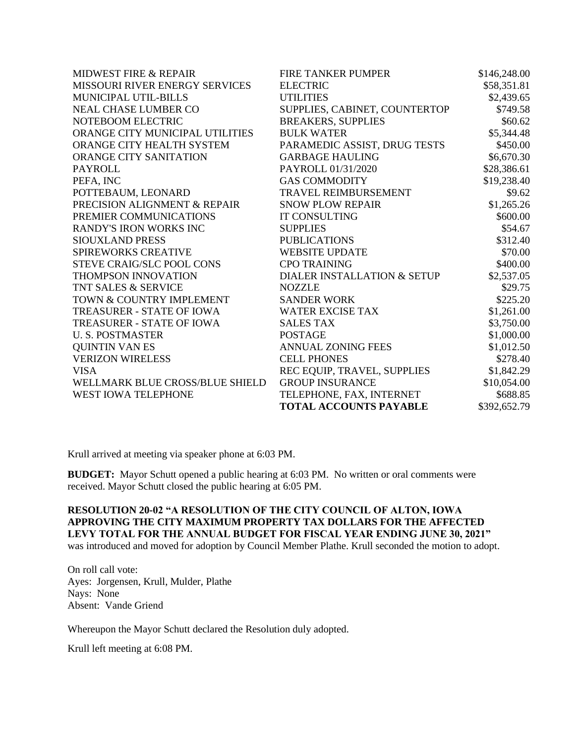| | | |
|---|---|---|
| MIDWEST FIRE & REPAIR | FIRE TANKER PUMPER | \$146,248.00 |
| MISSOURI RIVER ENERGY SERVICES | ELECTRIC | \$58,351.81 |
| MUNICIPAL UTIL-BILLS | UTILITIES | \$2,439.65 |
| NEAL CHASE LUMBER CO | SUPPLIES, CABINET, COUNTERTOP | \$749.58 |
| NOTEBOOM ELECTRIC | BREAKERS, SUPPLIES | \$60.62 |
| ORANGE CITY MUNICIPAL UTILITIES | BULK WATER | \$5,344.48 |
| ORANGE CITY HEALTH SYSTEM | PARAMEDIC ASSIST, DRUG TESTS | \$450.00 |
| ORANGE CITY SANITATION | GARBAGE HAULING | \$6,670.30 |
| PAYROLL | PAYROLL 01/31/2020 | \$28,386.61 |
| PEFA, INC | GAS COMMODITY | \$19,238.40 |
| POTTEBAUM, LEONARD | TRAVEL REIMBURSEMENT | \$9.62 |
| PRECISION ALIGNMENT & REPAIR | SNOW PLOW REPAIR | \$1,265.26 |
| PREMIER COMMUNICATIONS | IT CONSULTING | \$600.00 |
| RANDY'S IRON WORKS INC | SUPPLIES | \$54.67 |
| SIOUXLAND PRESS | PUBLICATIONS | \$312.40 |
| SPIREWORKS CREATIVE | WEBSITE UPDATE | \$70.00 |
| STEVE CRAIG/SLC POOL CONS | CPO TRAINING | \$400.00 |
| THOMPSON INNOVATION | DIALER INSTALLATION & SETUP | \$2,537.05 |
| TNT SALES & SERVICE | NOZZLE | \$29.75 |
| TOWN & COUNTRY IMPLEMENT | SANDER WORK | \$225.20 |
| TREASURER - STATE OF IOWA | WATER EXCISE TAX | \$1,261.00 |
| TREASURER - STATE OF IOWA | SALES TAX | \$3,750.00 |
| U. S. POSTMASTER | POSTAGE | \$1,000.00 |
| QUINTIN VAN ES | ANNUAL ZONING FEES | \$1,012.50 |
| VERIZON WIRELESS | CELL PHONES | \$278.40 |
| VISA | REC EQUIP, TRAVEL, SUPPLIES | \$1,842.29 |
| WELLMARK BLUE CROSS/BLUE SHIELD | GROUP INSURANCE | \$10,054.00 |
| WEST IOWA TELEPHONE | TELEPHONE, FAX, INTERNET | \$688.85 |
| | **TOTAL ACCOUNTS PAYABLE** | \$392,652.79 |

Krull arrived at meeting via speaker phone at 6:03 PM.

**BUDGET:** Mayor Schutt opened a public hearing at 6:03 PM. No written or oral comments were received. Mayor Schutt closed the public hearing at 6:05 PM.

**RESOLUTION 20-02 "A RESOLUTION OF THE CITY COUNCIL OF ALTON, IOWA APPROVING THE CITY MAXIMUM PROPERTY TAX DOLLARS FOR THE AFFECTED LEVY TOTAL FOR THE ANNUAL BUDGET FOR FISCAL YEAR ENDING JUNE 30, 2021"** was introduced and moved for adoption by Council Member Plathe. Krull seconded the motion to adopt.

On roll call vote:
Ayes: Jorgensen, Krull, Mulder, Plathe
Nays: None
Absent: Vande Griend

Whereupon the Mayor Schutt declared the Resolution duly adopted.

Krull left meeting at 6:08 PM.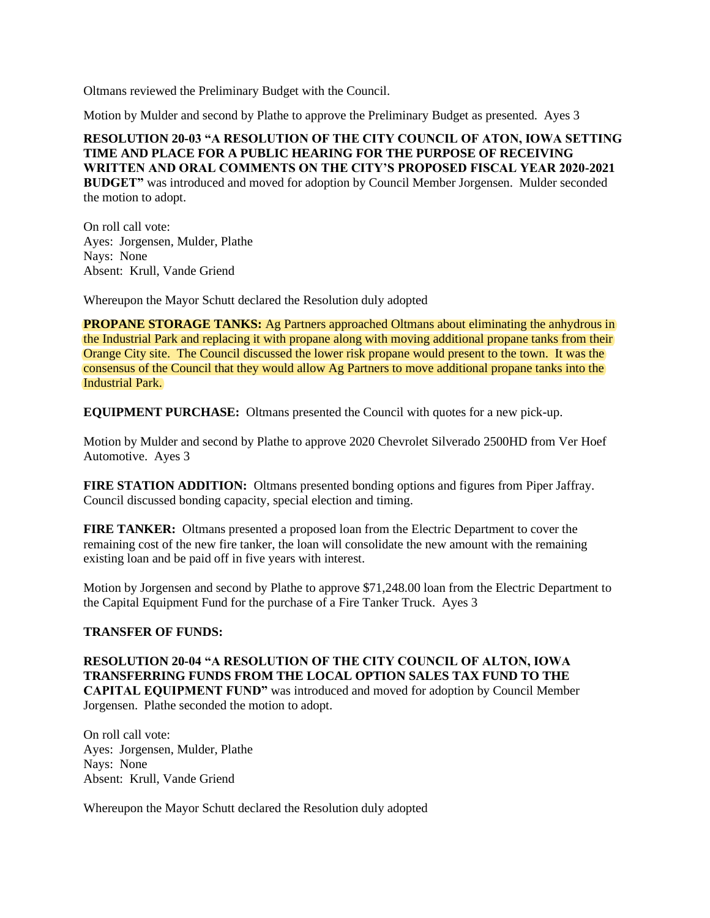Oltmans reviewed the Preliminary Budget with the Council.

Motion by Mulder and second by Plathe to approve the Preliminary Budget as presented. Ayes 3

**RESOLUTION 20-03 "A RESOLUTION OF THE CITY COUNCIL OF ATON, IOWA SETTING TIME AND PLACE FOR A PUBLIC HEARING FOR THE PURPOSE OF RECEIVING WRITTEN AND ORAL COMMENTS ON THE CITY'S PROPOSED FISCAL YEAR 2020-2021 BUDGET"** was introduced and moved for adoption by Council Member Jorgensen. Mulder seconded the motion to adopt.

On roll call vote:
Ayes: Jorgensen, Mulder, Plathe
Nays: None
Absent: Krull, Vande Griend

Whereupon the Mayor Schutt declared the Resolution duly adopted

**PROPANE STORAGE TANKS:** Ag Partners approached Oltmans about eliminating the anhydrous in the Industrial Park and replacing it with propane along with moving additional propane tanks from their Orange City site. The Council discussed the lower risk propane would present to the town. It was the consensus of the Council that they would allow Ag Partners to move additional propane tanks into the Industrial Park.

**EQUIPMENT PURCHASE:** Oltmans presented the Council with quotes for a new pick-up.

Motion by Mulder and second by Plathe to approve 2020 Chevrolet Silverado 2500HD from Ver Hoef Automotive. Ayes 3

**FIRE STATION ADDITION:** Oltmans presented bonding options and figures from Piper Jaffray. Council discussed bonding capacity, special election and timing.

**FIRE TANKER:** Oltmans presented a proposed loan from the Electric Department to cover the remaining cost of the new fire tanker, the loan will consolidate the new amount with the remaining existing loan and be paid off in five years with interest.

Motion by Jorgensen and second by Plathe to approve $71,248.00 loan from the Electric Department to the Capital Equipment Fund for the purchase of a Fire Tanker Truck. Ayes 3

**TRANSFER OF FUNDS:**

**RESOLUTION 20-04 "A RESOLUTION OF THE CITY COUNCIL OF ALTON, IOWA TRANSFERRING FUNDS FROM THE LOCAL OPTION SALES TAX FUND TO THE CAPITAL EQUIPMENT FUND"** was introduced and moved for adoption by Council Member Jorgensen. Plathe seconded the motion to adopt.

On roll call vote:
Ayes: Jorgensen, Mulder, Plathe
Nays: None
Absent: Krull, Vande Griend

Whereupon the Mayor Schutt declared the Resolution duly adopted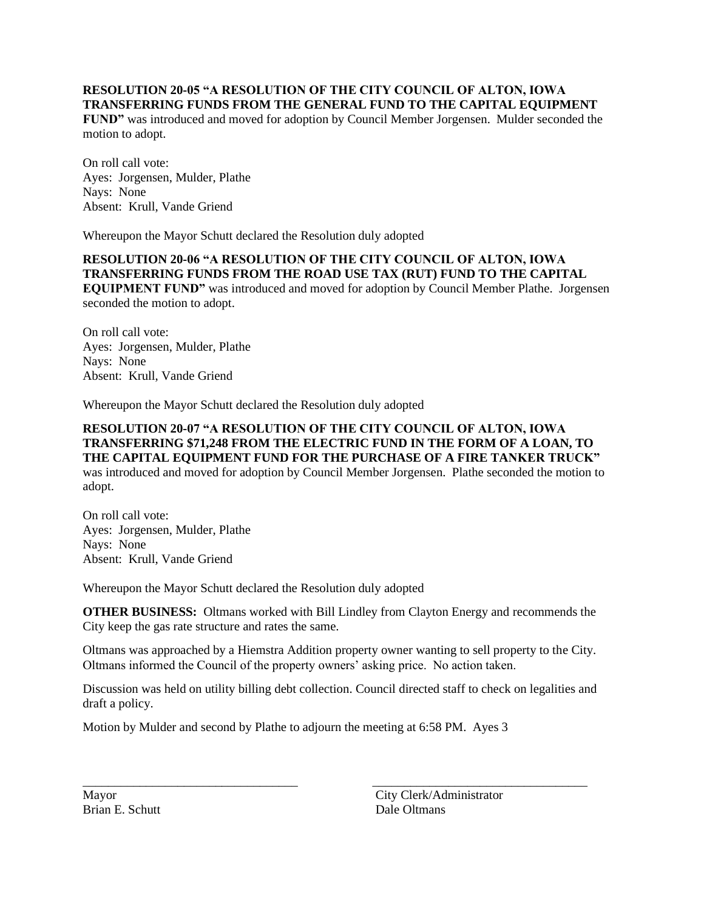**RESOLUTION 20-05 "A RESOLUTION OF THE CITY COUNCIL OF ALTON, IOWA TRANSFERRING FUNDS FROM THE GENERAL FUND TO THE CAPITAL EQUIPMENT FUND"** was introduced and moved for adoption by Council Member Jorgensen. Mulder seconded the motion to adopt.

On roll call vote:
Ayes: Jorgensen, Mulder, Plathe
Nays: None
Absent: Krull, Vande Griend

Whereupon the Mayor Schutt declared the Resolution duly adopted

**RESOLUTION 20-06 "A RESOLUTION OF THE CITY COUNCIL OF ALTON, IOWA TRANSFERRING FUNDS FROM THE ROAD USE TAX (RUT) FUND TO THE CAPITAL EQUIPMENT FUND"** was introduced and moved for adoption by Council Member Plathe. Jorgensen seconded the motion to adopt.

On roll call vote:
Ayes: Jorgensen, Mulder, Plathe
Nays: None
Absent: Krull, Vande Griend

Whereupon the Mayor Schutt declared the Resolution duly adopted

**RESOLUTION 20-07 "A RESOLUTION OF THE CITY COUNCIL OF ALTON, IOWA TRANSFERRING $71,248 FROM THE ELECTRIC FUND IN THE FORM OF A LOAN, TO THE CAPITAL EQUIPMENT FUND FOR THE PURCHASE OF A FIRE TANKER TRUCK"** was introduced and moved for adoption by Council Member Jorgensen. Plathe seconded the motion to adopt.

On roll call vote:
Ayes: Jorgensen, Mulder, Plathe
Nays: None
Absent: Krull, Vande Griend

Whereupon the Mayor Schutt declared the Resolution duly adopted

**OTHER BUSINESS:** Oltmans worked with Bill Lindley from Clayton Energy and recommends the City keep the gas rate structure and rates the same.

Oltmans was approached by a Hiemstra Addition property owner wanting to sell property to the City. Oltmans informed the Council of the property owners' asking price. No action taken.

Discussion was held on utility billing debt collection. Council directed staff to check on legalities and draft a policy.

Motion by Mulder and second by Plathe to adjourn the meeting at 6:58 PM. Ayes 3

\_\_\_\_\_\_\_\_\_\_\_\_\_\_\_\_\_\_\_\_\_\_\_\_\_\_\_\_\_\_\_\_\_\_
Mayor
Brian E. Schutt

\_\_\_\_\_\_\_\_\_\_\_\_\_\_\_\_\_\_\_\_\_\_\_\_\_\_\_\_\_\_\_\_\_\_
City Clerk/Administrator
Dale Oltmans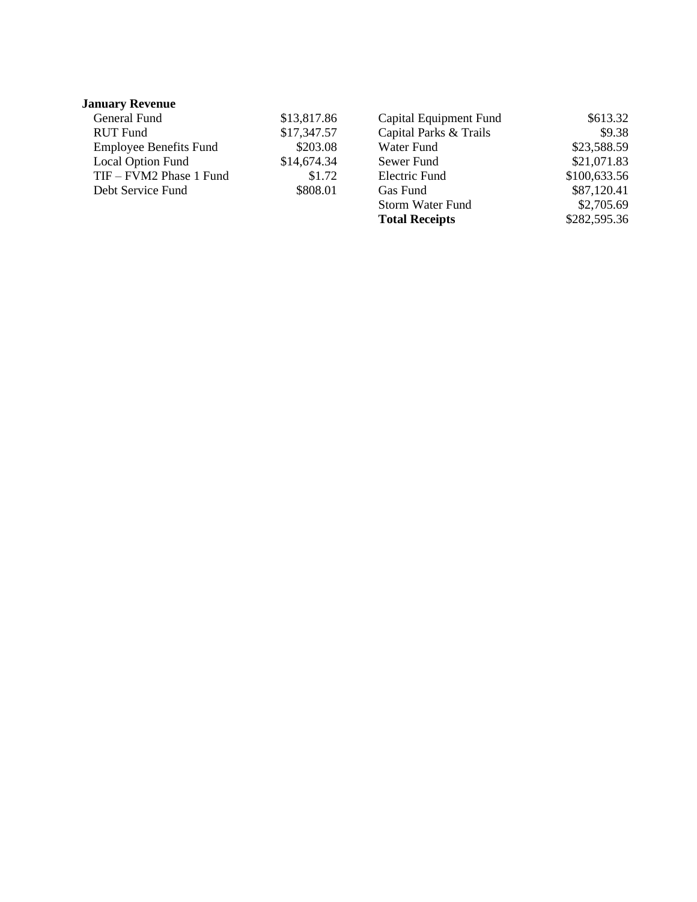**January Revenue**

| | | | |
|---|---|---|---|
| General Fund | $13,817.86 | Capital Equipment Fund | $613.32 |
| RUT Fund | $17,347.57 | Capital Parks & Trails | $9.38 |
| Employee Benefits Fund | $203.08 | Water Fund | $23,588.59 |
| Local Option Fund | $14,674.34 | Sewer Fund | $21,071.83 |
| TIF – FVM2 Phase 1 Fund | $1.72 | Electric Fund | $100,633.56 |
| Debt Service Fund | $808.01 | Gas Fund | $87,120.41 |
| | | Storm Water Fund | $2,705.69 |
| | | **Total Receipts** | $282,595.36 |